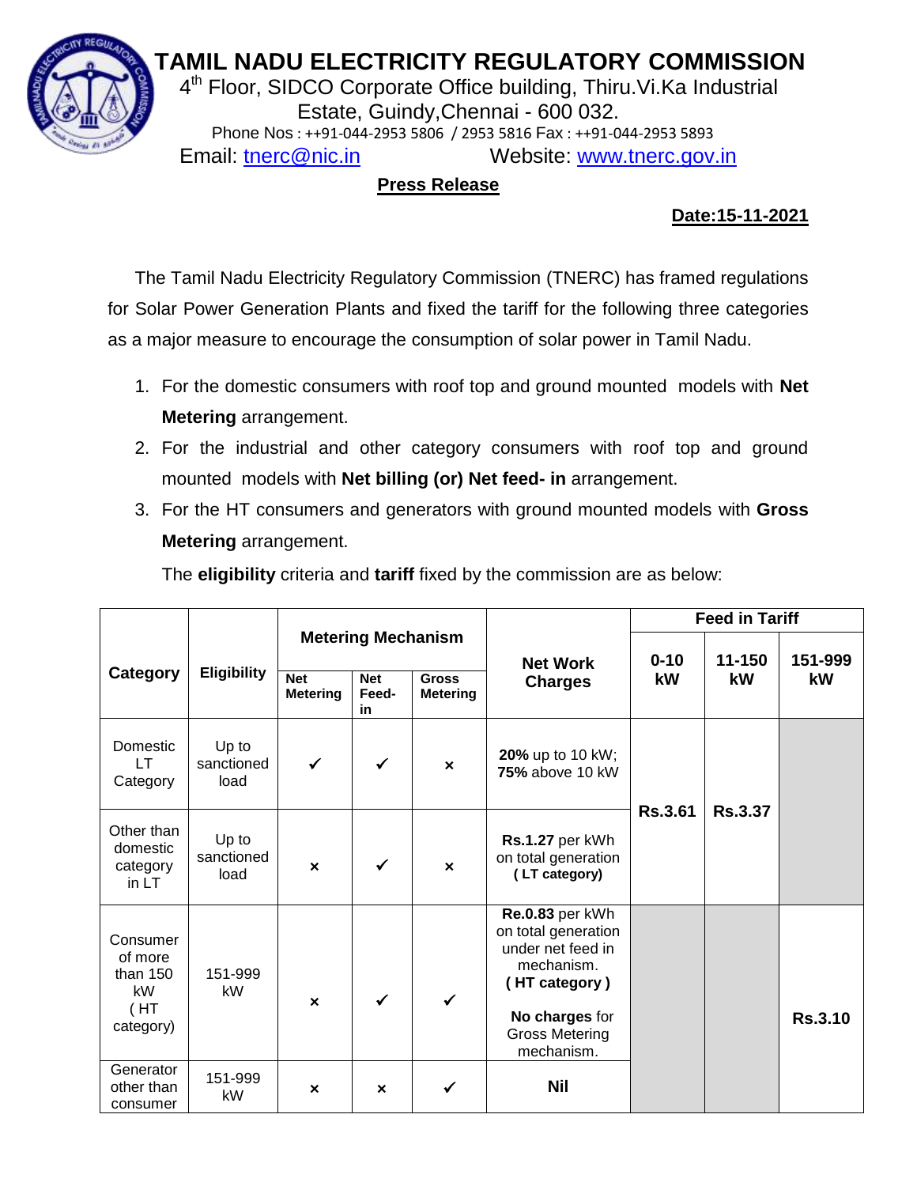# TAMIL NADU ELECTRICITY REGULATORY COMMISSION

4th Floor, SIDCO Corporate Office building, Thiru.Vi.Ka Industrial Estate, Guindy,Chennai - 600 032.

Phone Nos : ++91-044-2953 5806 / 2953 5816 Fax : ++91-044-2953 5893

Email: tnerc@nic.in Website: www.tnerc.gov.in

## Press Release

**Date:15-11-2021**

The Tamil Nadu Electricity Regulatory Commission (TNERC) has framed regulations for Solar Power Generation Plants and fixed the tariff for the following three categories as a major measure to encourage the consumption of solar power in Tamil Nadu.

1. For the domestic consumers with roof top and ground mounted models with **Net Metering** arrangement.
2. For the industrial and other category consumers with roof top and ground mounted models with **Net billing (or) Net feed- in** arrangement.
3. For the HT consumers and generators with ground mounted models with **Gross Metering** arrangement.

The **eligibility** criteria and **tariff** fixed by the commission are as below:

| Category | Eligibility | Metering Mechanism | | | Net Work Charges | Feed in Tariff | | |
|---|---|---|---|---|---|---|---|---|
| | | Net Metering | Net Feed-in | Gross Metering | | 0-10 kW | 11-150 kW | 151-999 kW |
| Domestic LT Category | Up to sanctioned load | ✓ | ✓ | × | **20%** up to 10 kW; **75%** above 10 kW | **Rs.3.61** | **Rs.3.37** | |
| Other than domestic category in LT | Up to sanctioned load | × | ✓ | × | **Rs.1.27** per kWh on total generation **( LT category)** | | | |
| Consumer of more than 150 kW ( HT category) | 151-999 kW | × | ✓ | ✓ | **Re.0.83** per kWh on total generation under net feed in mechanism. **( HT category )** **No charges** for Gross Metering mechanism. | | | **Rs.3.10** |
| Generator other than consumer | 151-999 kW | × | × | ✓ | **Nil** | | | |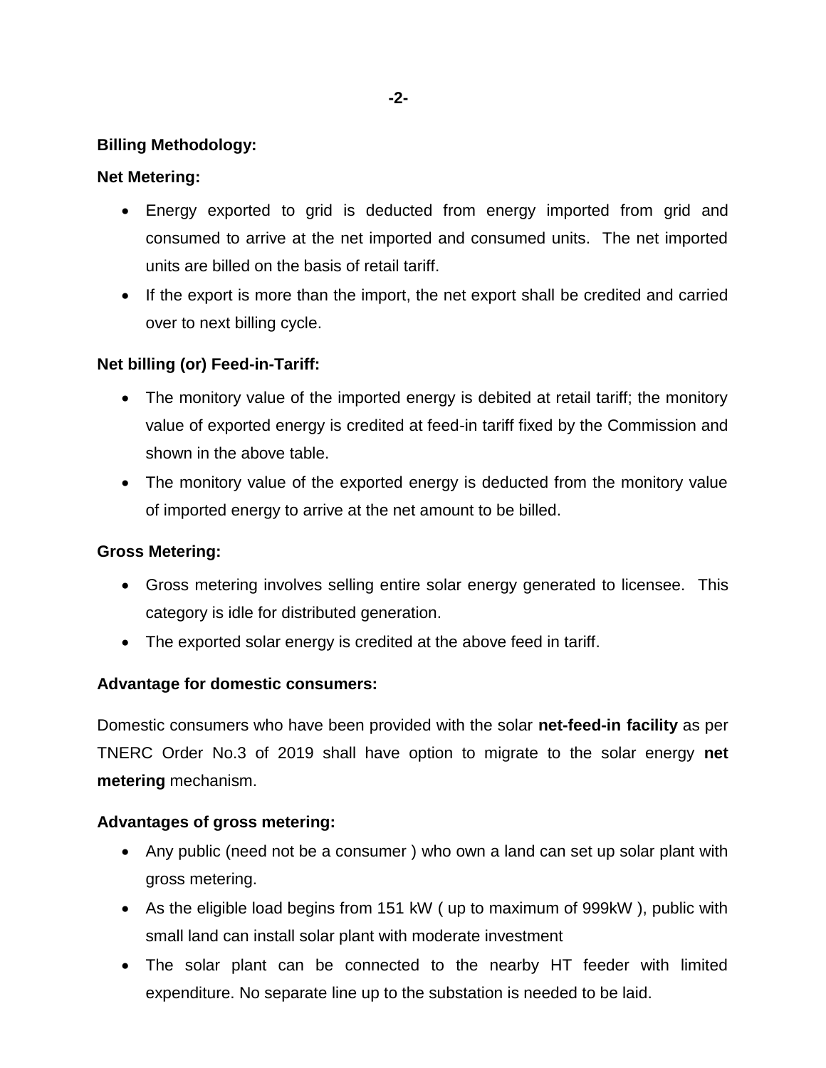**Billing Methodology:**

**Net Metering:**

- Energy exported to grid is deducted from energy imported from grid and consumed to arrive at the net imported and consumed units. The net imported units are billed on the basis of retail tariff.
- If the export is more than the import, the net export shall be credited and carried over to next billing cycle.

**Net billing (or) Feed-in-Tariff:**

- The monitory value of the imported energy is debited at retail tariff; the monitory value of exported energy is credited at feed-in tariff fixed by the Commission and shown in the above table.
- The monitory value of the exported energy is deducted from the monitory value of imported energy to arrive at the net amount to be billed.

**Gross Metering:**

- Gross metering involves selling entire solar energy generated to licensee. This category is idle for distributed generation.
- The exported solar energy is credited at the above feed in tariff.

**Advantage for domestic consumers:**

Domestic consumers who have been provided with the solar **net-feed-in facility** as per TNERC Order No.3 of 2019 shall have option to migrate to the solar energy **net metering** mechanism.

**Advantages of gross metering:**

- Any public (need not be a consumer ) who own a land can set up solar plant with gross metering.
- As the eligible load begins from 151 kW ( up to maximum of 999kW ), public with small land can install solar plant with moderate investment
- The solar plant can be connected to the nearby HT feeder with limited expenditure. No separate line up to the substation is needed to be laid.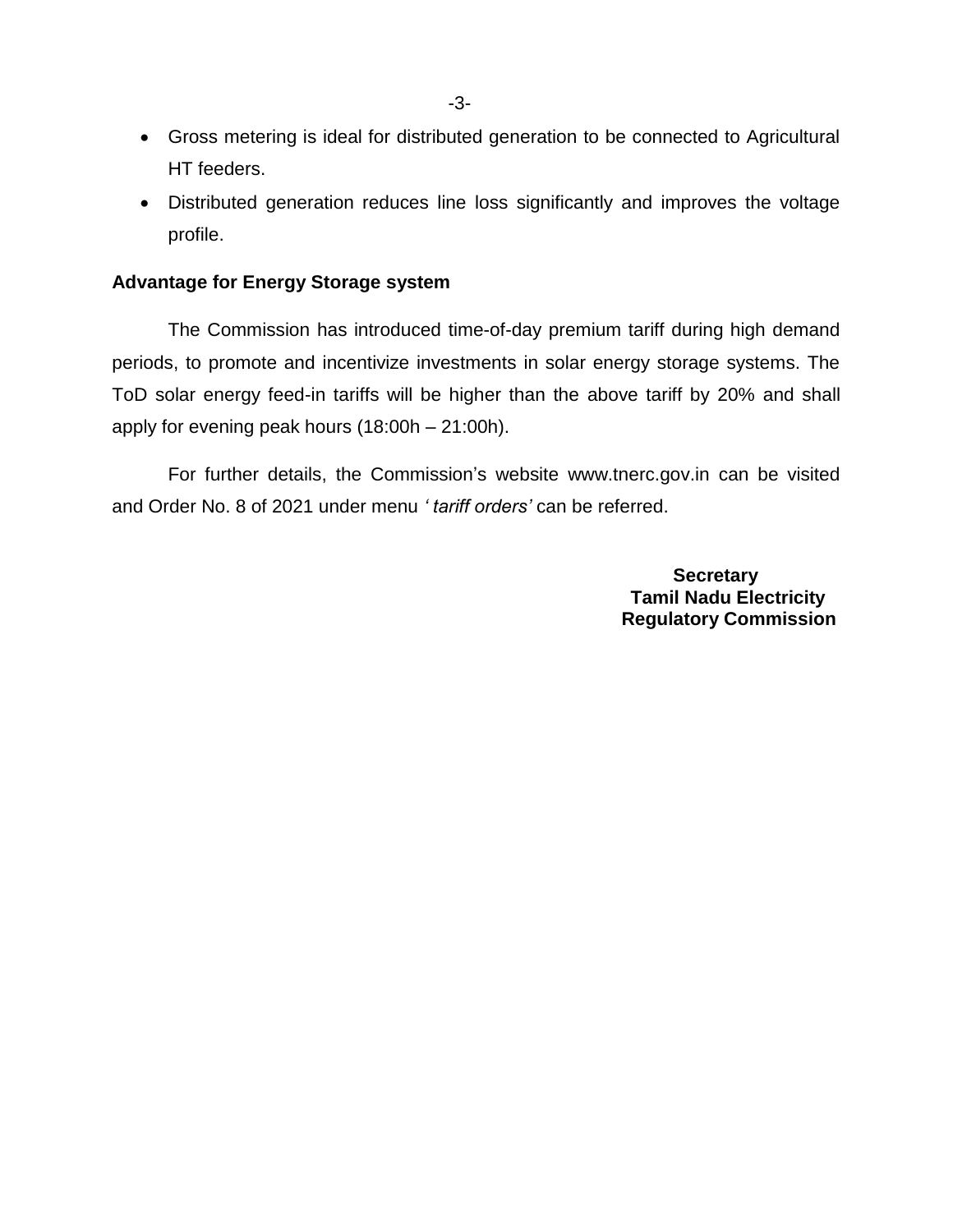- Gross metering is ideal for distributed generation to be connected to Agricultural HT feeders.
- Distributed generation reduces line loss significantly and improves the voltage profile.

**Advantage for Energy Storage system**

The Commission has introduced time-of-day premium tariff during high demand periods, to promote and incentivize investments in solar energy storage systems. The ToD solar energy feed-in tariffs will be higher than the above tariff by 20% and shall apply for evening peak hours (18:00h – 21:00h).

For further details, the Commission's website www.tnerc.gov.in can be visited and Order No. 8 of 2021 under menu *' tariff orders'* can be referred.

**Secretary**
**Tamil Nadu Electricity**
**Regulatory Commission**